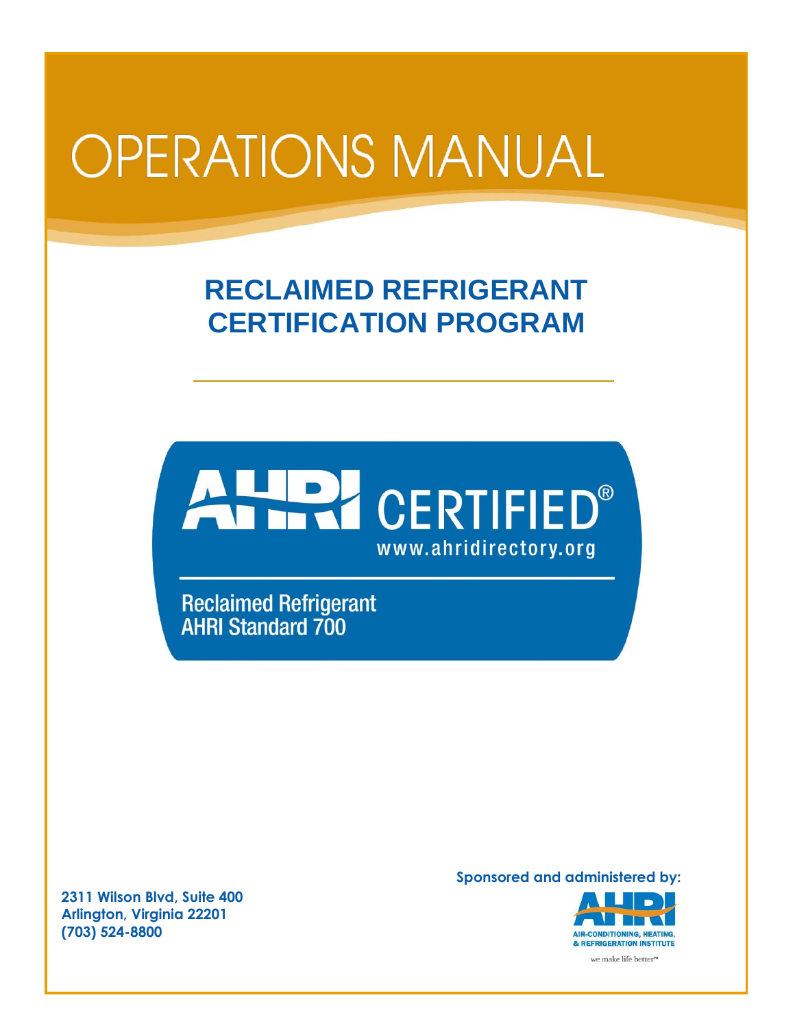# OPERATIONS MANUAL

## RECLAIMED REFRIGERANT CERTIFICATION PROGRAM

AHRI CERTIFIED®
www.ahridirectory.org

Reclaimed Refrigerant
AHRI Standard 700

**Sponsored and administered by:**

AHRI
AIR-CONDITIONING, HEATING, & REFRIGERATION INSTITUTE
we make life better™

**2311 Wilson Blvd, Suite 400**
**Arlington, Virginia 22201**
**(703) 524-8800**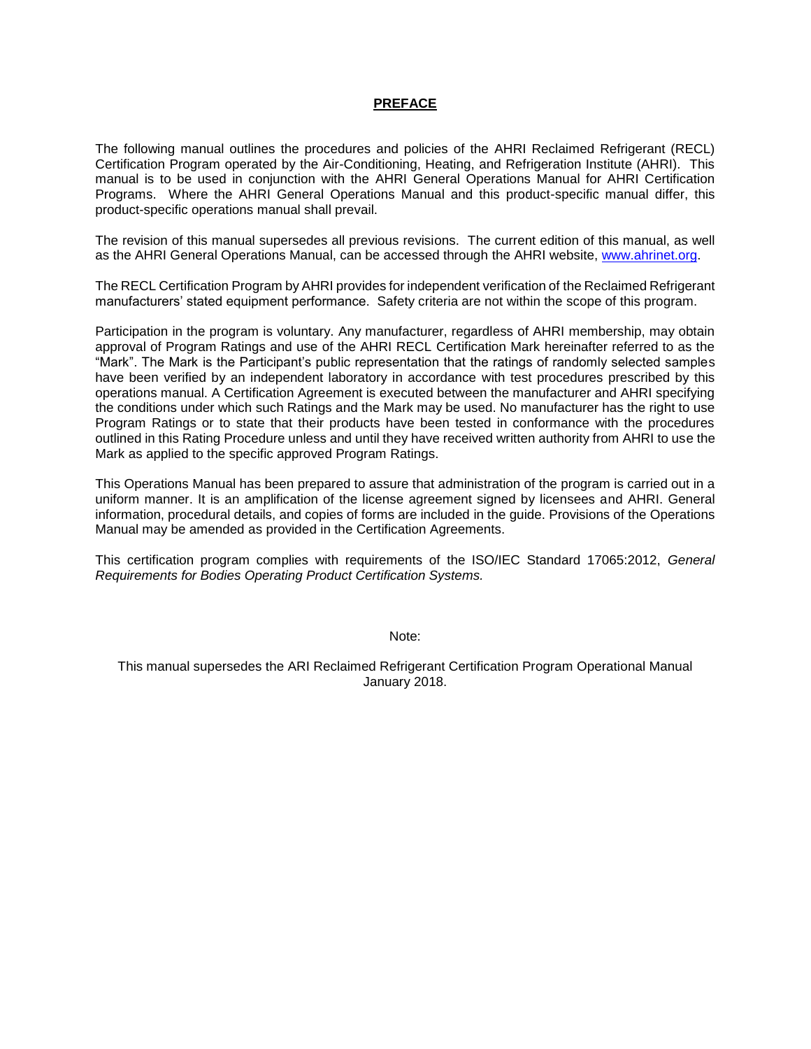# PREFACE

The following manual outlines the procedures and policies of the AHRI Reclaimed Refrigerant (RECL) Certification Program operated by the Air-Conditioning, Heating, and Refrigeration Institute (AHRI). This manual is to be used in conjunction with the AHRI General Operations Manual for AHRI Certification Programs. Where the AHRI General Operations Manual and this product-specific manual differ, this product-specific operations manual shall prevail.

The revision of this manual supersedes all previous revisions. The current edition of this manual, as well as the AHRI General Operations Manual, can be accessed through the AHRI website, [www.ahrinet.org](http://www.ahrinet.org).

The RECL Certification Program by AHRI provides for independent verification of the Reclaimed Refrigerant manufacturers' stated equipment performance. Safety criteria are not within the scope of this program.

Participation in the program is voluntary. Any manufacturer, regardless of AHRI membership, may obtain approval of Program Ratings and use of the AHRI RECL Certification Mark hereinafter referred to as the "Mark". The Mark is the Participant's public representation that the ratings of randomly selected samples have been verified by an independent laboratory in accordance with test procedures prescribed by this operations manual. A Certification Agreement is executed between the manufacturer and AHRI specifying the conditions under which such Ratings and the Mark may be used. No manufacturer has the right to use Program Ratings or to state that their products have been tested in conformance with the procedures outlined in this Rating Procedure unless and until they have received written authority from AHRI to use the Mark as applied to the specific approved Program Ratings.

This Operations Manual has been prepared to assure that administration of the program is carried out in a uniform manner. It is an amplification of the license agreement signed by licensees and AHRI. General information, procedural details, and copies of forms are included in the guide. Provisions of the Operations Manual may be amended as provided in the Certification Agreements.

This certification program complies with requirements of the ISO/IEC Standard 17065:2012, *General Requirements for Bodies Operating Product Certification Systems.*

Note:

This manual supersedes the ARI Reclaimed Refrigerant Certification Program Operational Manual January 2018.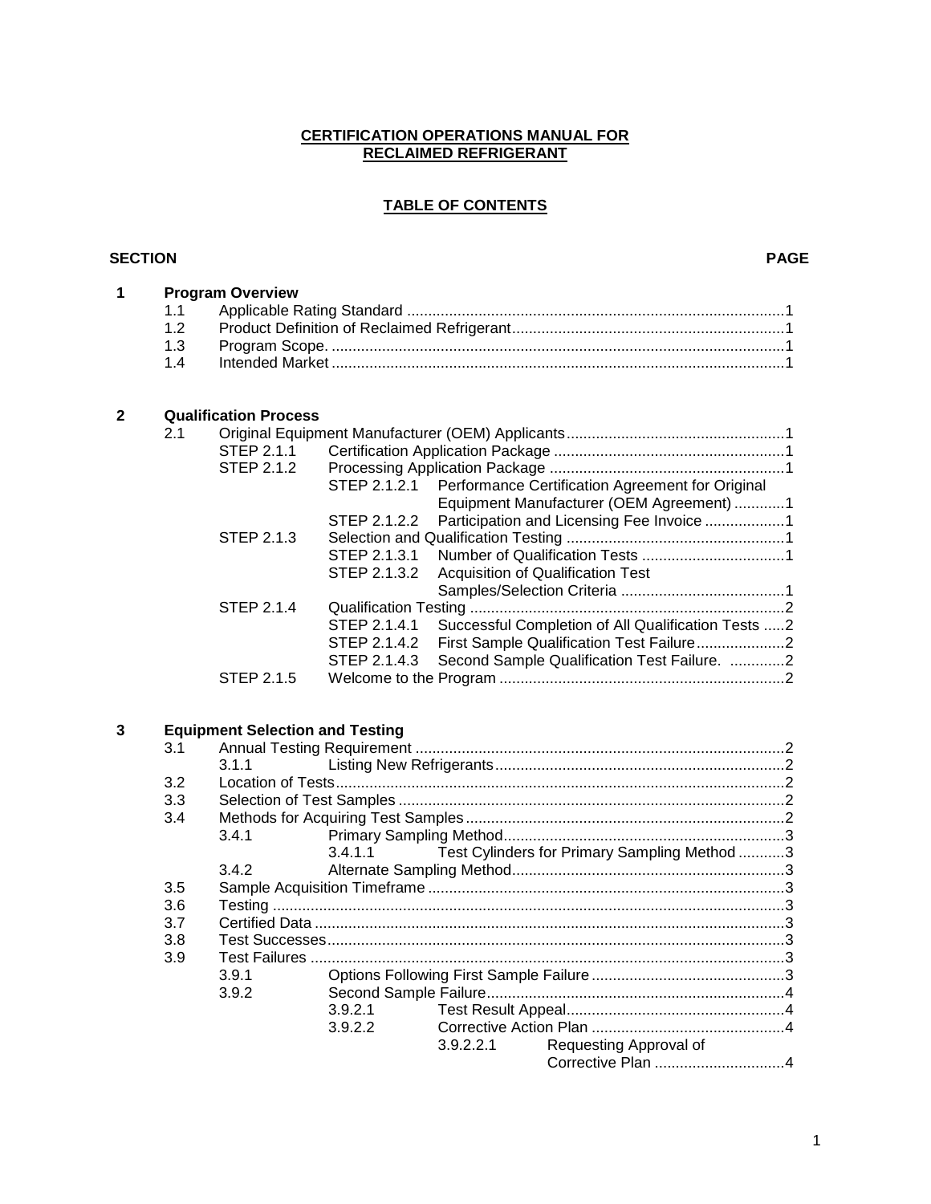**CERTIFICATION OPERATIONS MANUAL FOR RECLAIMED REFRIGERANT**

**TABLE OF CONTENTS**

| SECTION | | | | PAGE |
|---|---|---|---|---|
| **1** | **Program Overview** | | | |
| | 1.1 | Applicable Rating Standard | | 1 |
| | 1.2 | Product Definition of Reclaimed Refrigerant | | 1 |
| | 1.3 | Program Scope. | | 1 |
| | 1.4 | Intended Market | | 1 |
| **2** | **Qualification Process** | | | |
| | 2.1 | Original Equipment Manufacturer (OEM) Applicants | | 1 |
| | STEP 2.1.1 | Certification Application Package | | 1 |
| | STEP 2.1.2 | Processing Application Package | | 1 |
| | | STEP 2.1.2.1 | Performance Certification Agreement for Original Equipment Manufacturer (OEM Agreement) | 1 |
| | | STEP 2.1.2.2 | Participation and Licensing Fee Invoice | 1 |
| | STEP 2.1.3 | Selection and Qualification Testing | | 1 |
| | | STEP 2.1.3.1 | Number of Qualification Tests | 1 |
| | | STEP 2.1.3.2 | Acquisition of Qualification Test Samples/Selection Criteria | 1 |
| | STEP 2.1.4 | Qualification Testing | | 2 |
| | | STEP 2.1.4.1 | Successful Completion of All Qualification Tests | 2 |
| | | STEP 2.1.4.2 | First Sample Qualification Test Failure | 2 |
| | | STEP 2.1.4.3 | Second Sample Qualification Test Failure. | 2 |
| | STEP 2.1.5 | Welcome to the Program | | 2 |
| **3** | **Equipment Selection and Testing** | | | |
| | 3.1 | Annual Testing Requirement | | 2 |
| | 3.1.1 | Listing New Refrigerants | | 2 |
| | 3.2 | Location of Tests | | 2 |
| | 3.3 | Selection of Test Samples | | 2 |
| | 3.4 | Methods for Acquiring Test Samples | | 2 |
| | 3.4.1 | Primary Sampling Method | | 3 |
| | | 3.4.1.1 | Test Cylinders for Primary Sampling Method | 3 |
| | 3.4.2 | Alternate Sampling Method | | 3 |
| | 3.5 | Sample Acquisition Timeframe | | 3 |
| | 3.6 | Testing | | 3 |
| | 3.7 | Certified Data | | 3 |
| | 3.8 | Test Successes | | 3 |
| | 3.9 | Test Failures | | 3 |
| | 3.9.1 | Options Following First Sample Failure | | 3 |
| | 3.9.2 | Second Sample Failure | | 4 |
| | | 3.9.2.1 | Test Result Appeal | 4 |
| | | 3.9.2.2 | Corrective Action Plan | 4 |
| | | | 3.9.2.2.1 Requesting Approval of Corrective Plan | 4 |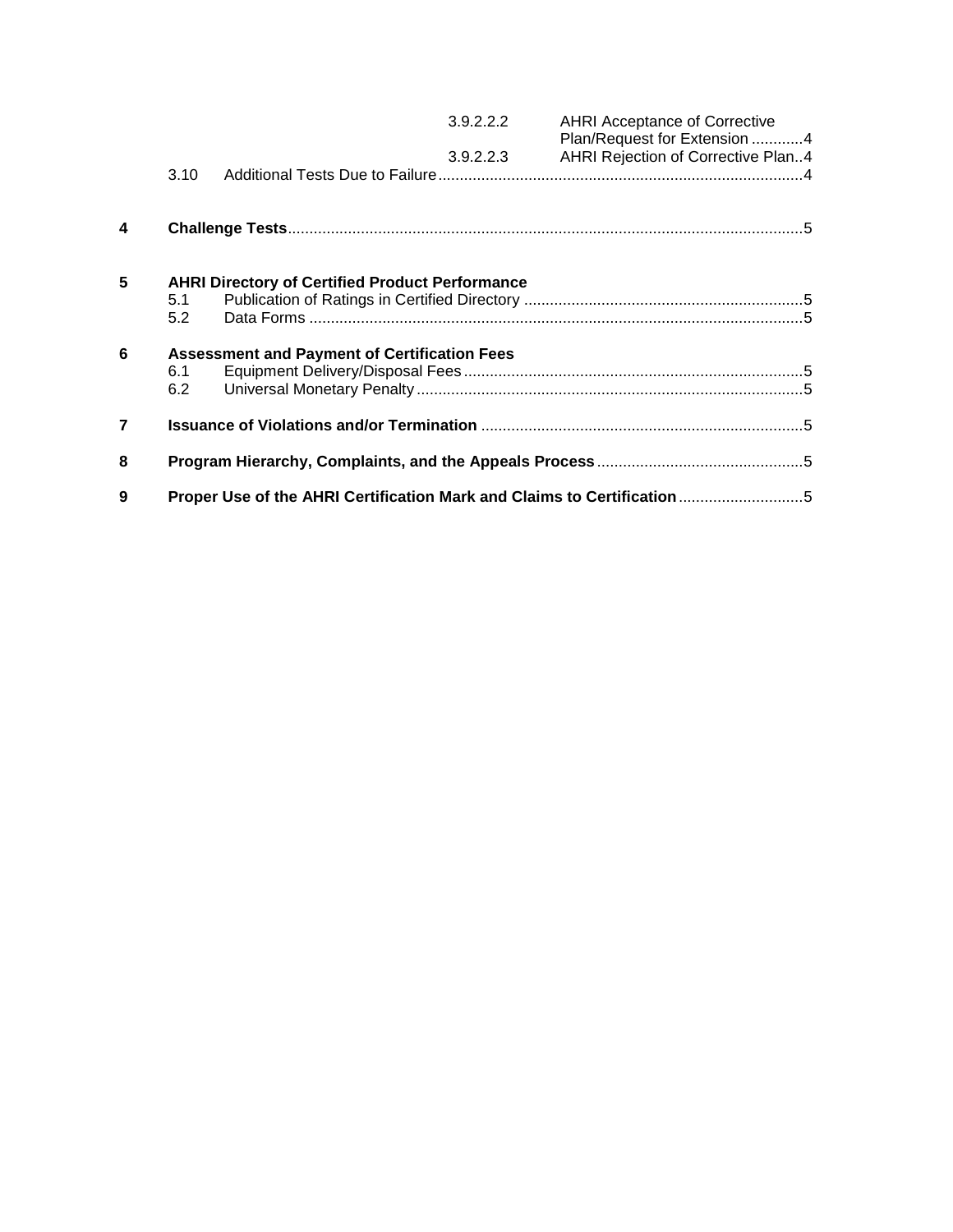3.9.2.2.2 AHRI Acceptance of Corrective Plan/Request for Extension ............4

3.9.2.2.3 AHRI Rejection of Corrective Plan..4

3.10 Additional Tests Due to Failure....................................................................................4

**4 Challenge Tests**......................................................................................................................5

**5 AHRI Directory of Certified Product Performance**

5.1 Publication of Ratings in Certified Directory ................................................................5

5.2 Data Forms ..................................................................................................................5

**6 Assessment and Payment of Certification Fees**

6.1 Equipment Delivery/Disposal Fees..............................................................................5

6.2 Universal Monetary Penalty.........................................................................................5

**7 Issuance of Violations and/or Termination** ..........................................................................5

**8 Program Hierarchy, Complaints, and the Appeals Process**................................................5

**9 Proper Use of the AHRI Certification Mark and Claims to Certification**............................5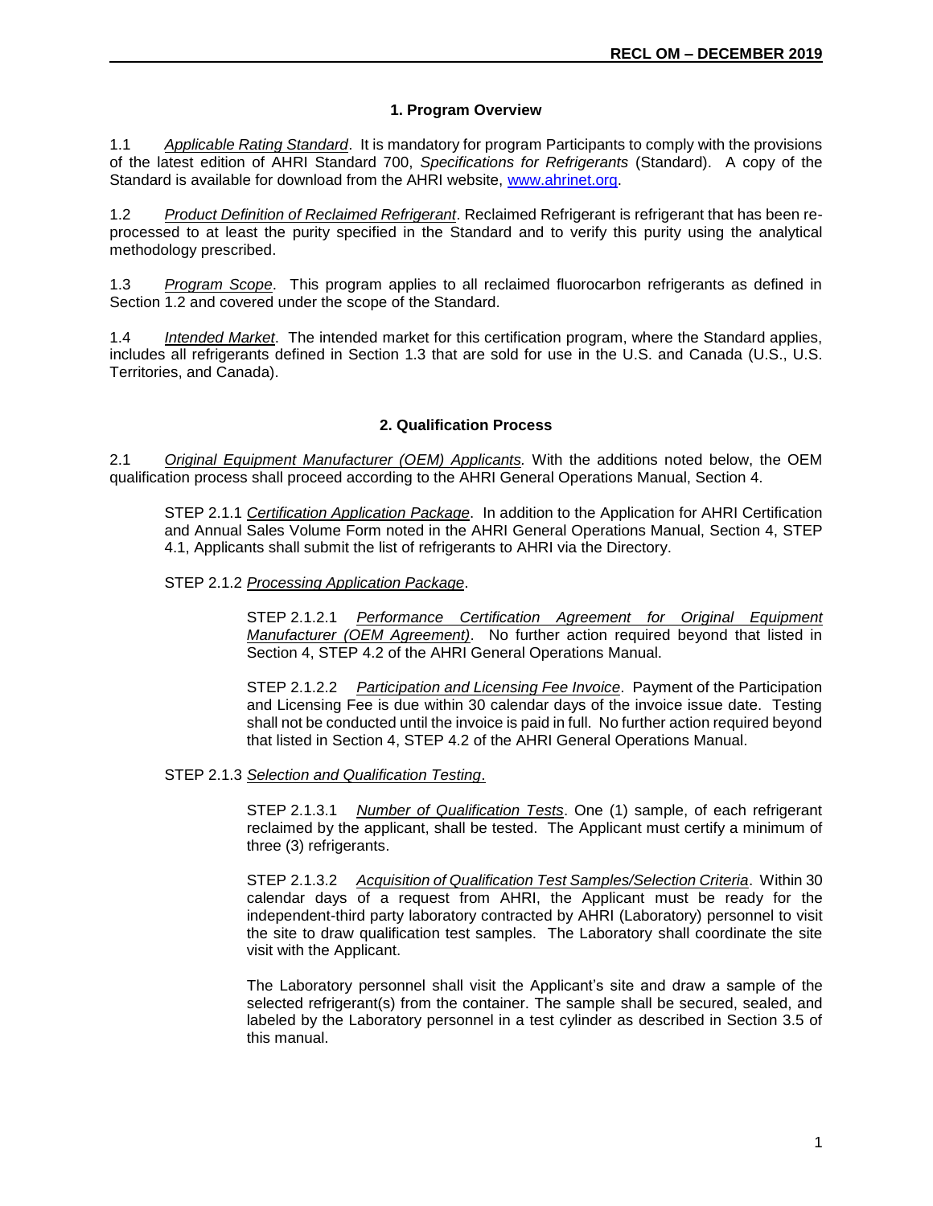## 1. Program Overview

1.1 *Applicable Rating Standard*. It is mandatory for program Participants to comply with the provisions of the latest edition of AHRI Standard 700, *Specifications for Refrigerants* (Standard). A copy of the Standard is available for download from the AHRI website, www.ahrinet.org.

1.2 *Product Definition of Reclaimed Refrigerant*. Reclaimed Refrigerant is refrigerant that has been re-processed to at least the purity specified in the Standard and to verify this purity using the analytical methodology prescribed.

1.3 *Program Scope*. This program applies to all reclaimed fluorocarbon refrigerants as defined in Section 1.2 and covered under the scope of the Standard.

1.4 *Intended Market*. The intended market for this certification program, where the Standard applies, includes all refrigerants defined in Section 1.3 that are sold for use in the U.S. and Canada (U.S., U.S. Territories, and Canada).

## 2. Qualification Process

2.1 *Original Equipment Manufacturer (OEM) Applicants.* With the additions noted below, the OEM qualification process shall proceed according to the AHRI General Operations Manual, Section 4.

STEP 2.1.1 *Certification Application Package*. In addition to the Application for AHRI Certification and Annual Sales Volume Form noted in the AHRI General Operations Manual, Section 4, STEP 4.1, Applicants shall submit the list of refrigerants to AHRI via the Directory.

STEP 2.1.2 *Processing Application Package*.

STEP 2.1.2.1 *Performance Certification Agreement for Original Equipment Manufacturer (OEM Agreement)*. No further action required beyond that listed in Section 4, STEP 4.2 of the AHRI General Operations Manual.

STEP 2.1.2.2 *Participation and Licensing Fee Invoice*. Payment of the Participation and Licensing Fee is due within 30 calendar days of the invoice issue date. Testing shall not be conducted until the invoice is paid in full. No further action required beyond that listed in Section 4, STEP 4.2 of the AHRI General Operations Manual.

STEP 2.1.3 *Selection and Qualification Testing*.

STEP 2.1.3.1 *Number of Qualification Tests*. One (1) sample, of each refrigerant reclaimed by the applicant, shall be tested. The Applicant must certify a minimum of three (3) refrigerants.

STEP 2.1.3.2 *Acquisition of Qualification Test Samples/Selection Criteria*. Within 30 calendar days of a request from AHRI, the Applicant must be ready for the independent-third party laboratory contracted by AHRI (Laboratory) personnel to visit the site to draw qualification test samples. The Laboratory shall coordinate the site visit with the Applicant.

The Laboratory personnel shall visit the Applicant's site and draw a sample of the selected refrigerant(s) from the container. The sample shall be secured, sealed, and labeled by the Laboratory personnel in a test cylinder as described in Section 3.5 of this manual.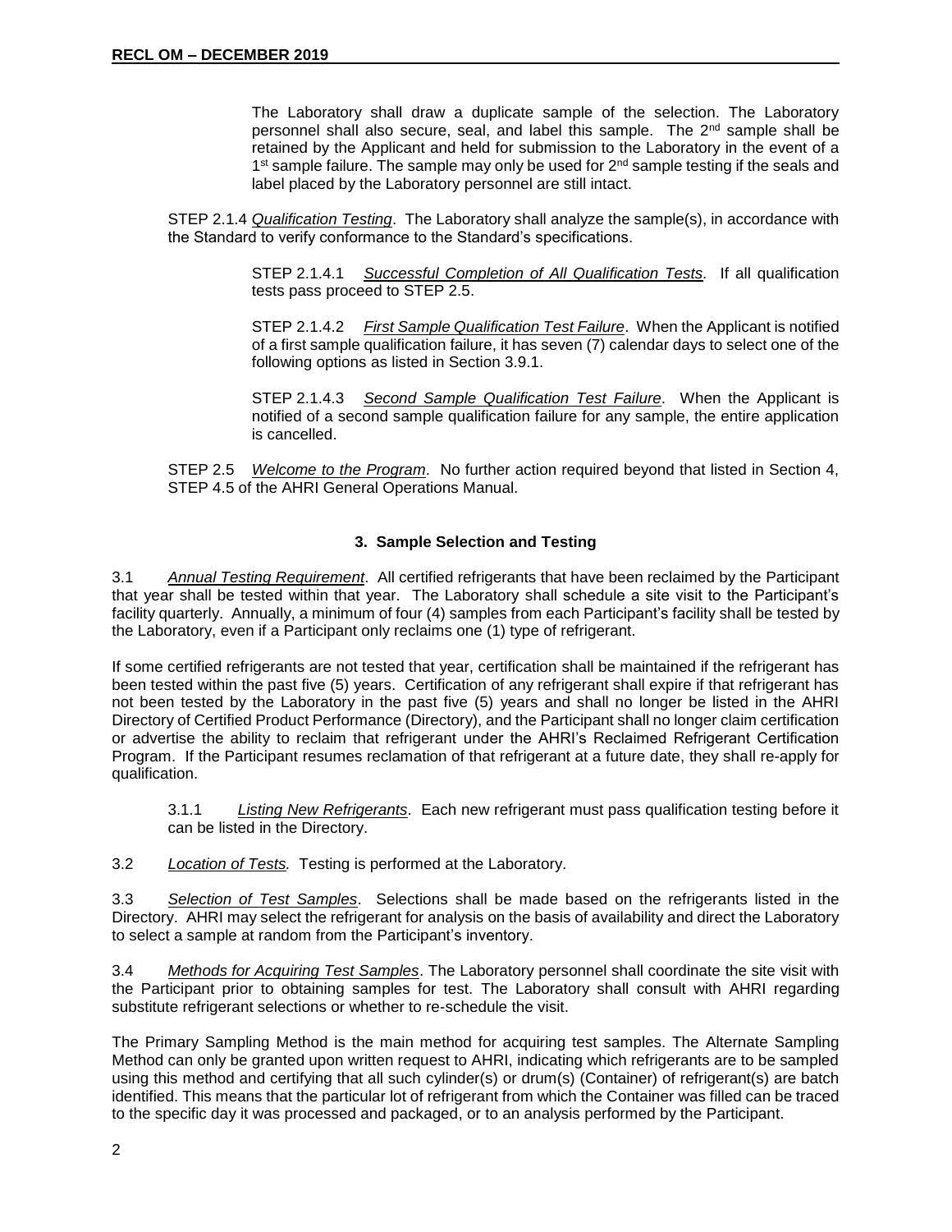The Laboratory shall draw a duplicate sample of the selection. The Laboratory personnel shall also secure, seal, and label this sample. The 2nd sample shall be retained by the Applicant and held for submission to the Laboratory in the event of a 1st sample failure. The sample may only be used for 2nd sample testing if the seals and label placed by the Laboratory personnel are still intact.

STEP 2.1.4 *Qualification Testing*. The Laboratory shall analyze the sample(s), in accordance with the Standard to verify conformance to the Standard's specifications.

STEP 2.1.4.1 *Successful Completion of All Qualification Tests.* If all qualification tests pass proceed to STEP 2.5.

STEP 2.1.4.2 *First Sample Qualification Test Failure*. When the Applicant is notified of a first sample qualification failure, it has seven (7) calendar days to select one of the following options as listed in Section 3.9.1.

STEP 2.1.4.3 *Second Sample Qualification Test Failure*. When the Applicant is notified of a second sample qualification failure for any sample, the entire application is cancelled.

STEP 2.5 *Welcome to the Program*. No further action required beyond that listed in Section 4, STEP 4.5 of the AHRI General Operations Manual.

## 3. Sample Selection and Testing

3.1 *Annual Testing Requirement*. All certified refrigerants that have been reclaimed by the Participant that year shall be tested within that year. The Laboratory shall schedule a site visit to the Participant's facility quarterly. Annually, a minimum of four (4) samples from each Participant's facility shall be tested by the Laboratory, even if a Participant only reclaims one (1) type of refrigerant.

If some certified refrigerants are not tested that year, certification shall be maintained if the refrigerant has been tested within the past five (5) years. Certification of any refrigerant shall expire if that refrigerant has not been tested by the Laboratory in the past five (5) years and shall no longer be listed in the AHRI Directory of Certified Product Performance (Directory), and the Participant shall no longer claim certification or advertise the ability to reclaim that refrigerant under the AHRI's Reclaimed Refrigerant Certification Program. If the Participant resumes reclamation of that refrigerant at a future date, they shall re-apply for qualification.

3.1.1 *Listing New Refrigerants*. Each new refrigerant must pass qualification testing before it can be listed in the Directory.

3.2 *Location of Tests.* Testing is performed at the Laboratory.

3.3 *Selection of Test Samples*. Selections shall be made based on the refrigerants listed in the Directory. AHRI may select the refrigerant for analysis on the basis of availability and direct the Laboratory to select a sample at random from the Participant's inventory.

3.4 *Methods for Acquiring Test Samples*. The Laboratory personnel shall coordinate the site visit with the Participant prior to obtaining samples for test. The Laboratory shall consult with AHRI regarding substitute refrigerant selections or whether to re-schedule the visit.

The Primary Sampling Method is the main method for acquiring test samples. The Alternate Sampling Method can only be granted upon written request to AHRI, indicating which refrigerants are to be sampled using this method and certifying that all such cylinder(s) or drum(s) (Container) of refrigerant(s) are batch identified. This means that the particular lot of refrigerant from which the Container was filled can be traced to the specific day it was processed and packaged, or to an analysis performed by the Participant.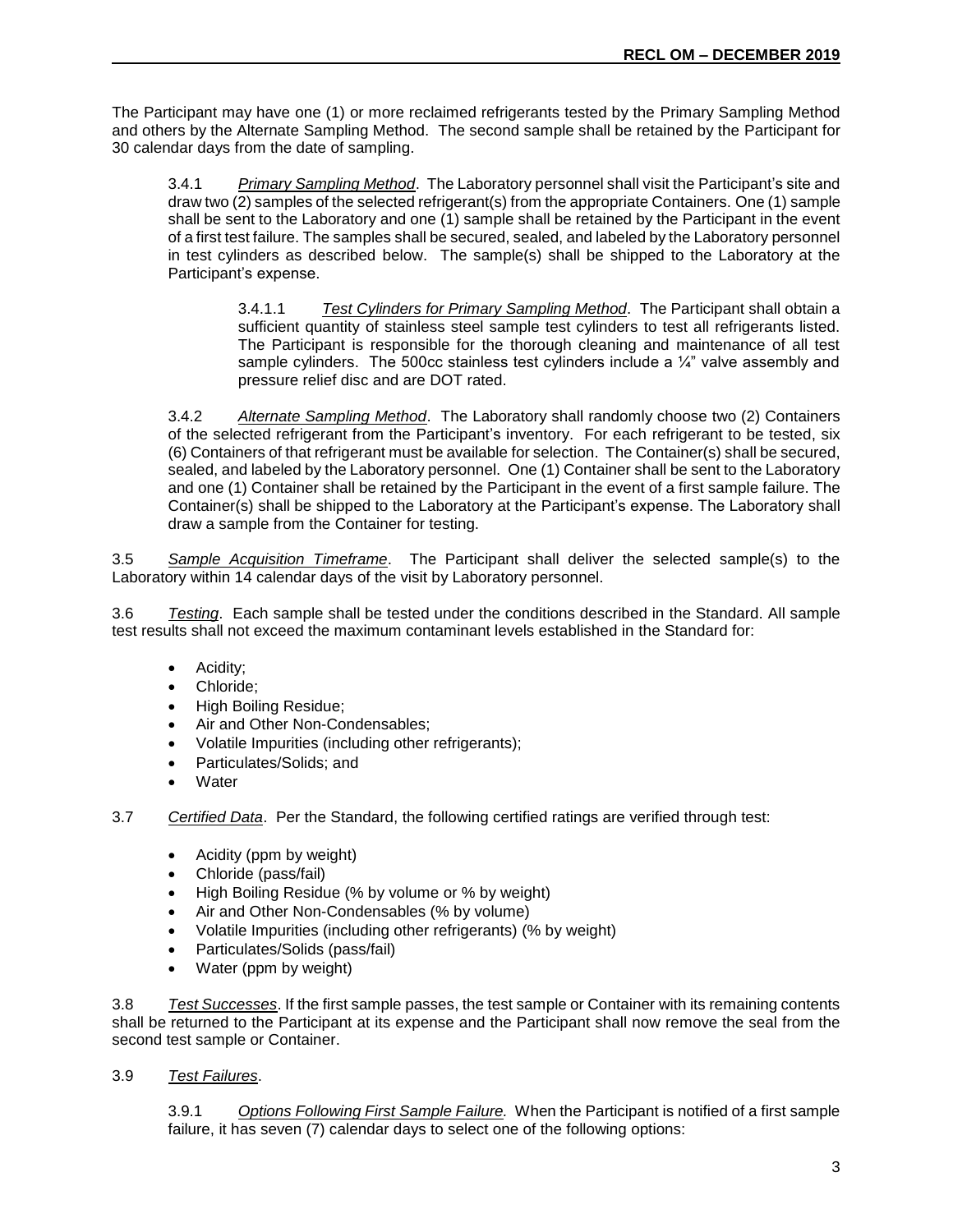The Participant may have one (1) or more reclaimed refrigerants tested by the Primary Sampling Method and others by the Alternate Sampling Method. The second sample shall be retained by the Participant for 30 calendar days from the date of sampling.

3.4.1 *Primary Sampling Method*. The Laboratory personnel shall visit the Participant's site and draw two (2) samples of the selected refrigerant(s) from the appropriate Containers. One (1) sample shall be sent to the Laboratory and one (1) sample shall be retained by the Participant in the event of a first test failure. The samples shall be secured, sealed, and labeled by the Laboratory personnel in test cylinders as described below. The sample(s) shall be shipped to the Laboratory at the Participant's expense.

3.4.1.1 *Test Cylinders for Primary Sampling Method*. The Participant shall obtain a sufficient quantity of stainless steel sample test cylinders to test all refrigerants listed. The Participant is responsible for the thorough cleaning and maintenance of all test sample cylinders. The 500cc stainless test cylinders include a ¼" valve assembly and pressure relief disc and are DOT rated.

3.4.2 *Alternate Sampling Method*. The Laboratory shall randomly choose two (2) Containers of the selected refrigerant from the Participant's inventory. For each refrigerant to be tested, six (6) Containers of that refrigerant must be available for selection. The Container(s) shall be secured, sealed, and labeled by the Laboratory personnel. One (1) Container shall be sent to the Laboratory and one (1) Container shall be retained by the Participant in the event of a first sample failure. The Container(s) shall be shipped to the Laboratory at the Participant's expense. The Laboratory shall draw a sample from the Container for testing.

3.5 *Sample Acquisition Timeframe*. The Participant shall deliver the selected sample(s) to the Laboratory within 14 calendar days of the visit by Laboratory personnel.

3.6 *Testing*. Each sample shall be tested under the conditions described in the Standard. All sample test results shall not exceed the maximum contaminant levels established in the Standard for:

- Acidity;
- Chloride;
- High Boiling Residue;
- Air and Other Non-Condensables;
- Volatile Impurities (including other refrigerants);
- Particulates/Solids; and
- Water

3.7 *Certified Data*. Per the Standard, the following certified ratings are verified through test:

- Acidity (ppm by weight)
- Chloride (pass/fail)
- High Boiling Residue (% by volume or % by weight)
- Air and Other Non-Condensables (% by volume)
- Volatile Impurities (including other refrigerants) (% by weight)
- Particulates/Solids (pass/fail)
- Water (ppm by weight)

3.8 *Test Successes*. If the first sample passes, the test sample or Container with its remaining contents shall be returned to the Participant at its expense and the Participant shall now remove the seal from the second test sample or Container.

3.9 *Test Failures*.

3.9.1 *Options Following First Sample Failure.* When the Participant is notified of a first sample failure, it has seven (7) calendar days to select one of the following options: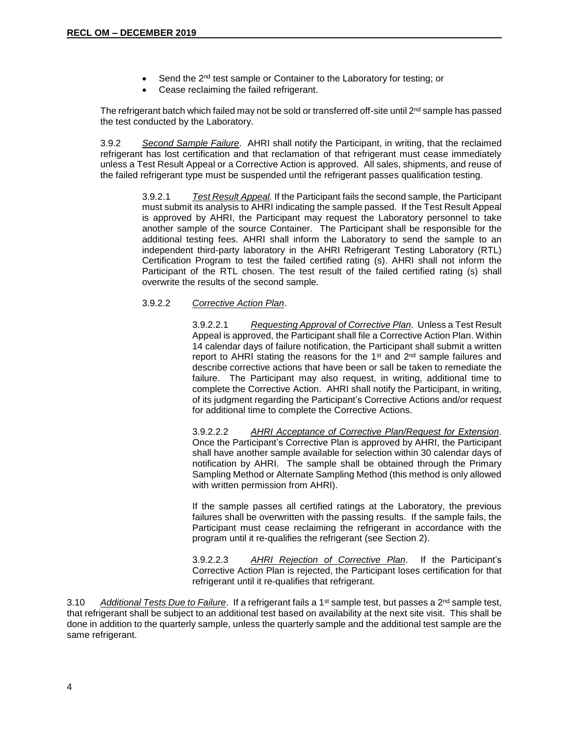- Send the 2nd test sample or Container to the Laboratory for testing; or
- Cease reclaiming the failed refrigerant.

The refrigerant batch which failed may not be sold or transferred off-site until 2nd sample has passed the test conducted by the Laboratory.

3.9.2 *Second Sample Failure*. AHRI shall notify the Participant, in writing, that the reclaimed refrigerant has lost certification and that reclamation of that refrigerant must cease immediately unless a Test Result Appeal or a Corrective Action is approved. All sales, shipments, and reuse of the failed refrigerant type must be suspended until the refrigerant passes qualification testing.

3.9.2.1 *Test Result Appeal.* If the Participant fails the second sample, the Participant must submit its analysis to AHRI indicating the sample passed. If the Test Result Appeal is approved by AHRI, the Participant may request the Laboratory personnel to take another sample of the source Container. The Participant shall be responsible for the additional testing fees. AHRI shall inform the Laboratory to send the sample to an independent third-party laboratory in the AHRI Refrigerant Testing Laboratory (RTL) Certification Program to test the failed certified rating (s). AHRI shall not inform the Participant of the RTL chosen. The test result of the failed certified rating (s) shall overwrite the results of the second sample.

3.9.2.2 *Corrective Action Plan*.

3.9.2.2.1 *Requesting Approval of Corrective Plan*. Unless a Test Result Appeal is approved, the Participant shall file a Corrective Action Plan. Within 14 calendar days of failure notification, the Participant shall submit a written report to AHRI stating the reasons for the 1st and 2nd sample failures and describe corrective actions that have been or sall be taken to remediate the failure. The Participant may also request, in writing, additional time to complete the Corrective Action. AHRI shall notify the Participant, in writing, of its judgment regarding the Participant's Corrective Actions and/or request for additional time to complete the Corrective Actions.

3.9.2.2.2 *AHRI Acceptance of Corrective Plan/Request for Extension*. Once the Participant's Corrective Plan is approved by AHRI, the Participant shall have another sample available for selection within 30 calendar days of notification by AHRI. The sample shall be obtained through the Primary Sampling Method or Alternate Sampling Method (this method is only allowed with written permission from AHRI).

If the sample passes all certified ratings at the Laboratory, the previous failures shall be overwritten with the passing results. If the sample fails, the Participant must cease reclaiming the refrigerant in accordance with the program until it re-qualifies the refrigerant (see Section 2).

3.9.2.2.3 *AHRI Rejection of Corrective Plan*. If the Participant's Corrective Action Plan is rejected, the Participant loses certification for that refrigerant until it re-qualifies that refrigerant.

3.10 *Additional Tests Due to Failure*. If a refrigerant fails a 1st sample test, but passes a 2nd sample test, that refrigerant shall be subject to an additional test based on availability at the next site visit. This shall be done in addition to the quarterly sample, unless the quarterly sample and the additional test sample are the same refrigerant.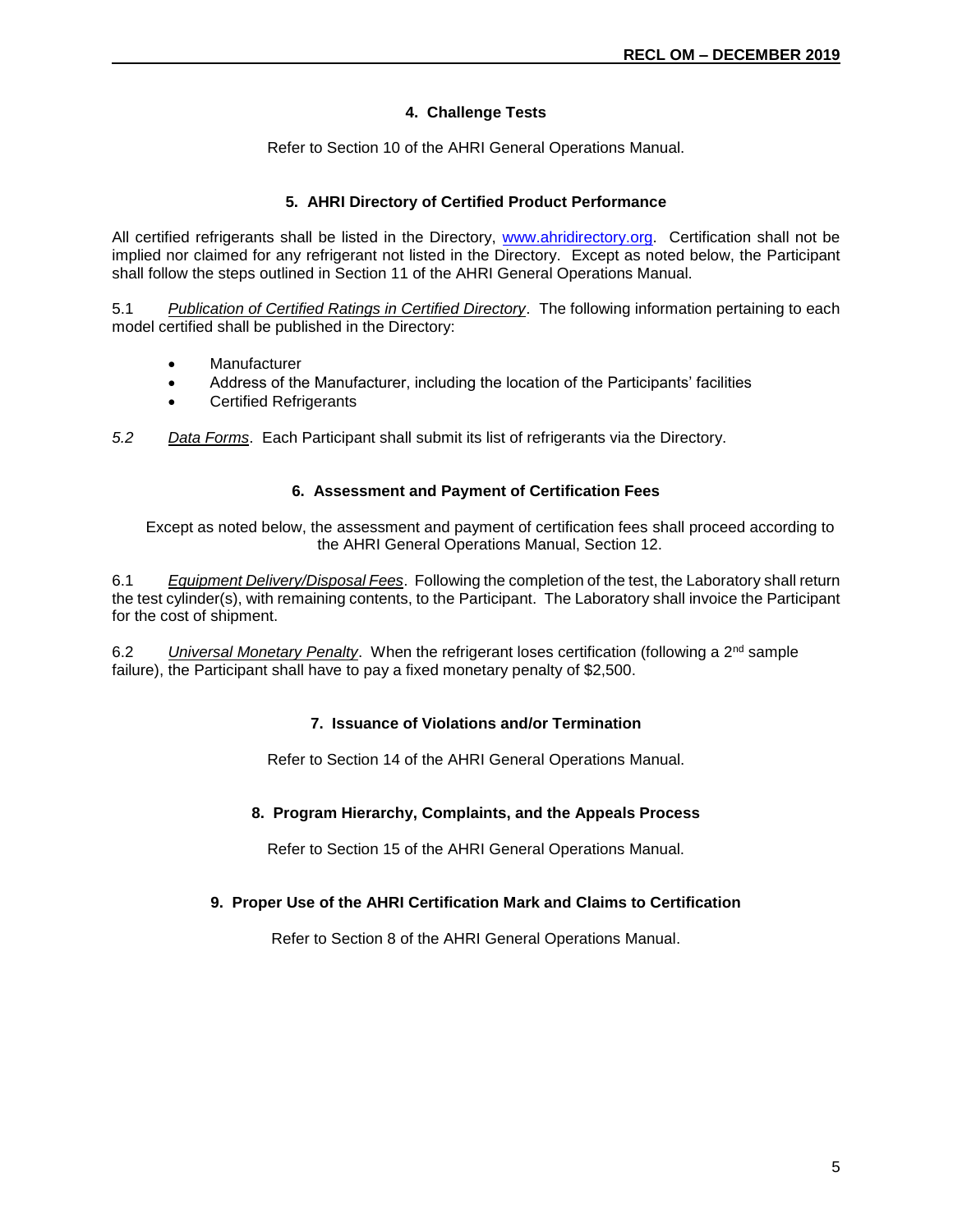## 4. Challenge Tests

Refer to Section 10 of the AHRI General Operations Manual.

## 5. AHRI Directory of Certified Product Performance

All certified refrigerants shall be listed in the Directory, www.ahridirectory.org. Certification shall not be implied nor claimed for any refrigerant not listed in the Directory. Except as noted below, the Participant shall follow the steps outlined in Section 11 of the AHRI General Operations Manual.

5.1 *Publication of Certified Ratings in Certified Directory*. The following information pertaining to each model certified shall be published in the Directory:

- Manufacturer
- Address of the Manufacturer, including the location of the Participants' facilities
- Certified Refrigerants

*5.2* *Data Forms*. Each Participant shall submit its list of refrigerants via the Directory.

## 6. Assessment and Payment of Certification Fees

Except as noted below, the assessment and payment of certification fees shall proceed according to the AHRI General Operations Manual, Section 12.

6.1 *Equipment Delivery/Disposal Fees*. Following the completion of the test, the Laboratory shall return the test cylinder(s), with remaining contents, to the Participant. The Laboratory shall invoice the Participant for the cost of shipment.

6.2 *Universal Monetary Penalty*. When the refrigerant loses certification (following a 2nd sample failure), the Participant shall have to pay a fixed monetary penalty of $2,500.

## 7. Issuance of Violations and/or Termination

Refer to Section 14 of the AHRI General Operations Manual.

## 8. Program Hierarchy, Complaints, and the Appeals Process

Refer to Section 15 of the AHRI General Operations Manual.

## 9. Proper Use of the AHRI Certification Mark and Claims to Certification

Refer to Section 8 of the AHRI General Operations Manual.